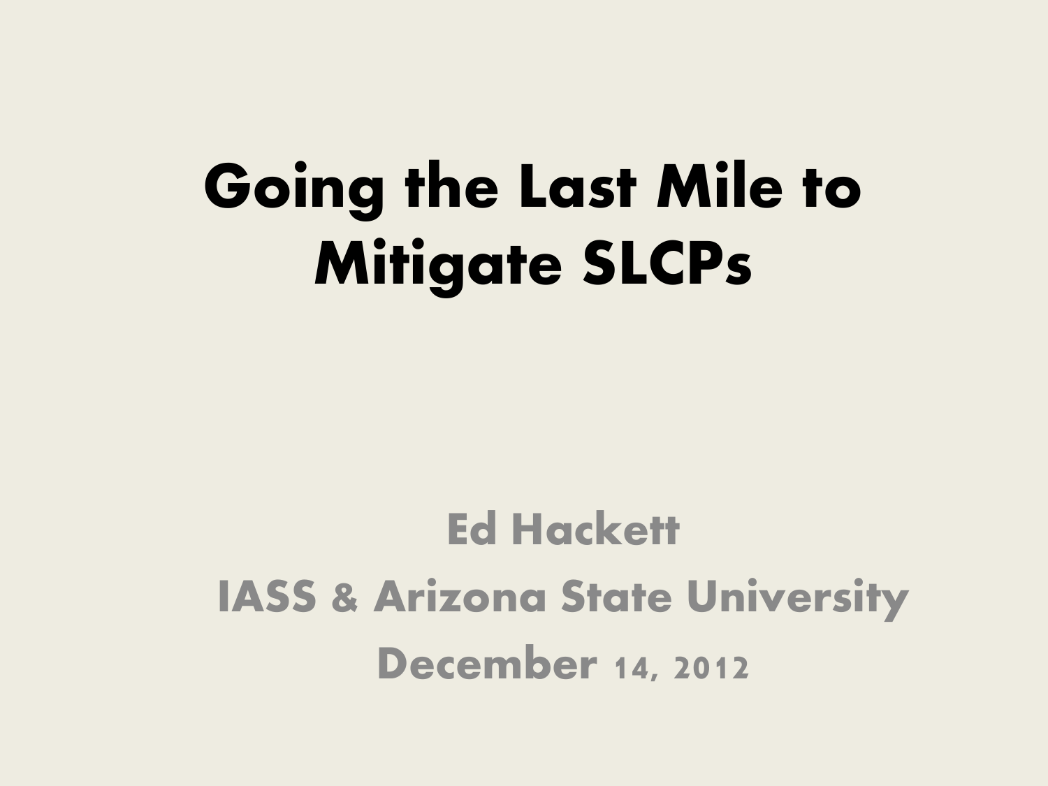# Going the Last Mile to Mitigate SLCPs

**Ed Hackett**

**IASS & Arizona State University**

**December 14, 2012**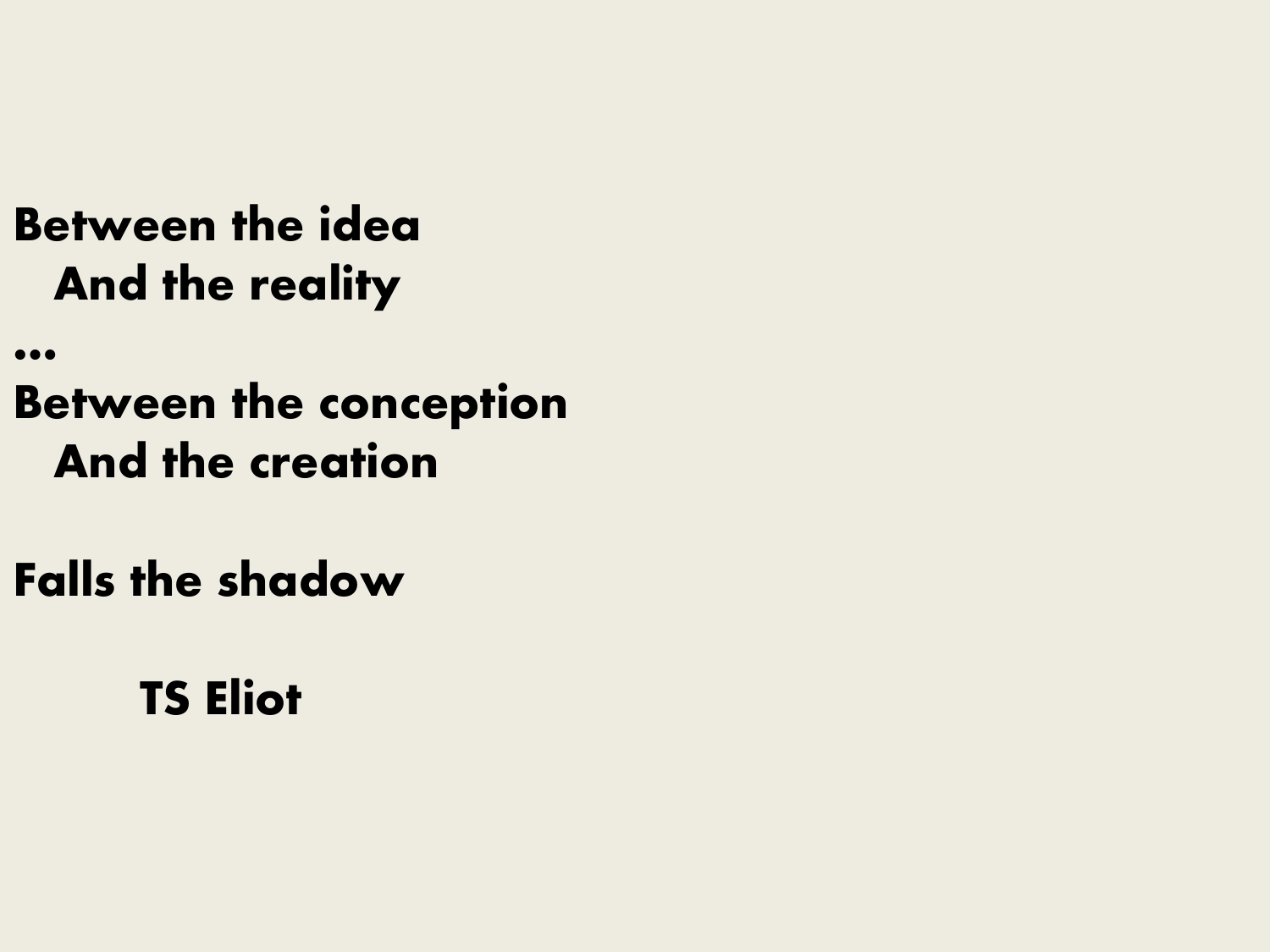**Between the idea**
  **And the reality**
**...**
**Between the conception**
  **And the creation**

**Falls the shadow**

**TS Eliot**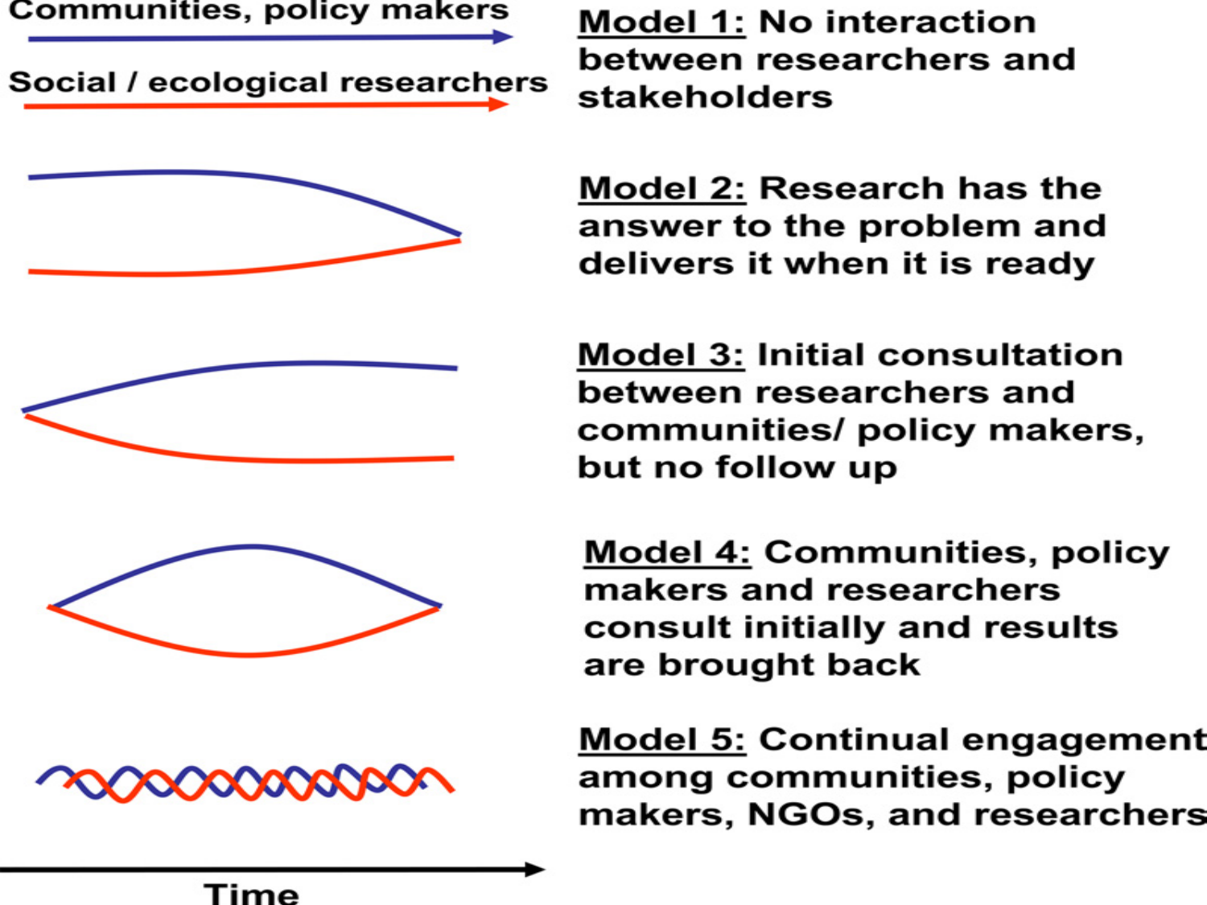Communities, policy makers

Social / ecological researchers

**Model 1:** No interaction between researchers and stakeholders

**Model 2:** Research has the answer to the problem and delivers it when it is ready

**Model 3:** Initial consultation between researchers and communities/ policy makers, but no follow up

**Model 4:** Communities, policy makers and researchers consult initially and results are brought back

**Model 5:** Continual engagement among communities, policy makers, NGOs, and researchers

Time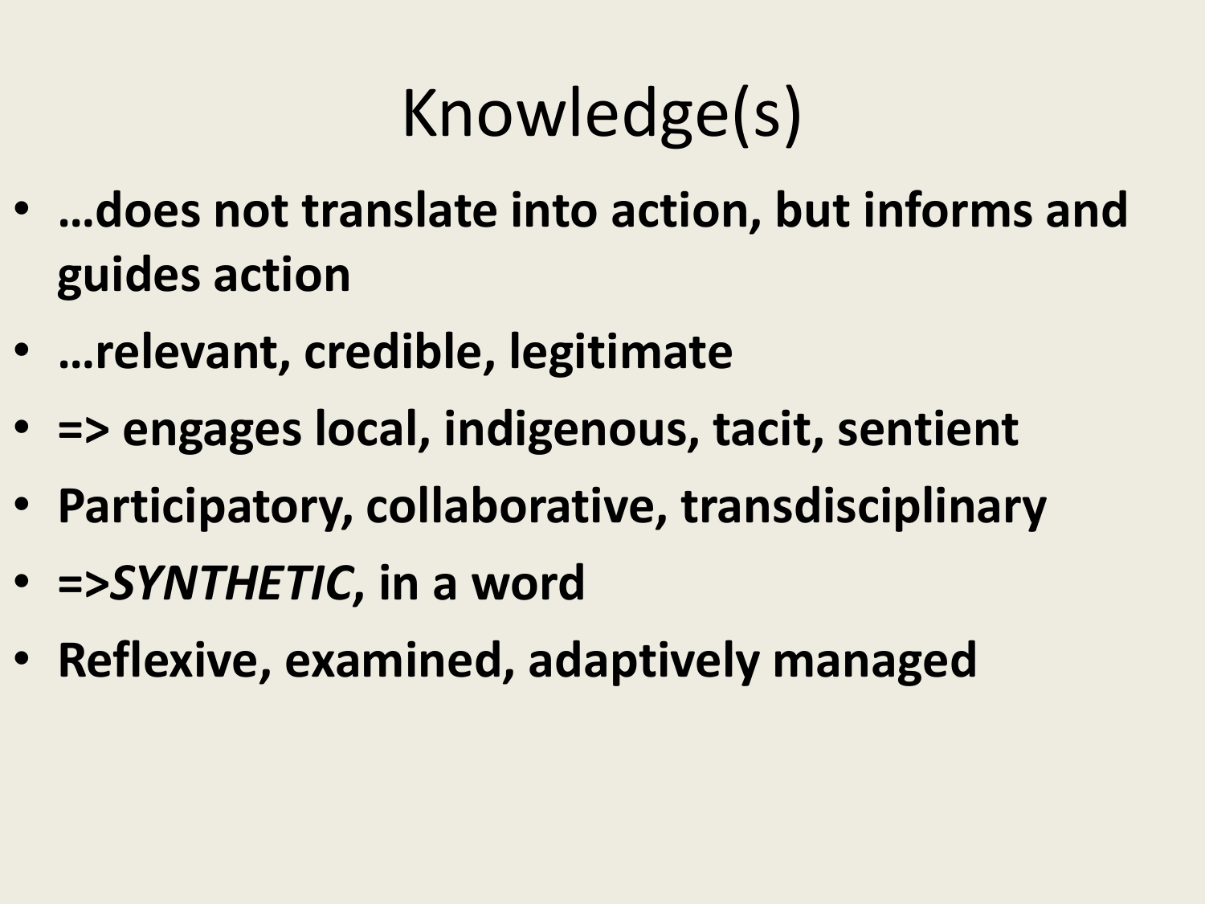# Knowledge(s)

- **…does not translate into action, but informs and guides action**
- **…relevant, credible, legitimate**
- **=> engages local, indigenous, tacit, sentient**
- **Participatory, collaborative, transdisciplinary**
- **=>*SYNTHETIC*, in a word**
- **Reflexive, examined, adaptively managed**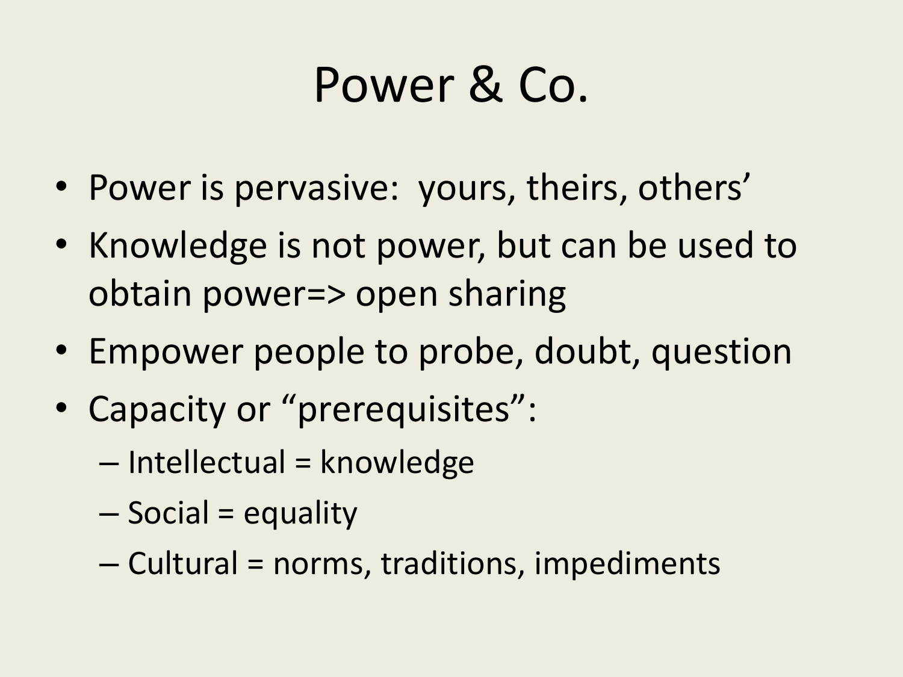# Power & Co.

- Power is pervasive:  yours, theirs, others'
- Knowledge is not power, but can be used to obtain power=> open sharing
- Empower people to probe, doubt, question
- Capacity or "prerequisites":
  - Intellectual = knowledge
  - Social = equality
  - Cultural = norms, traditions, impediments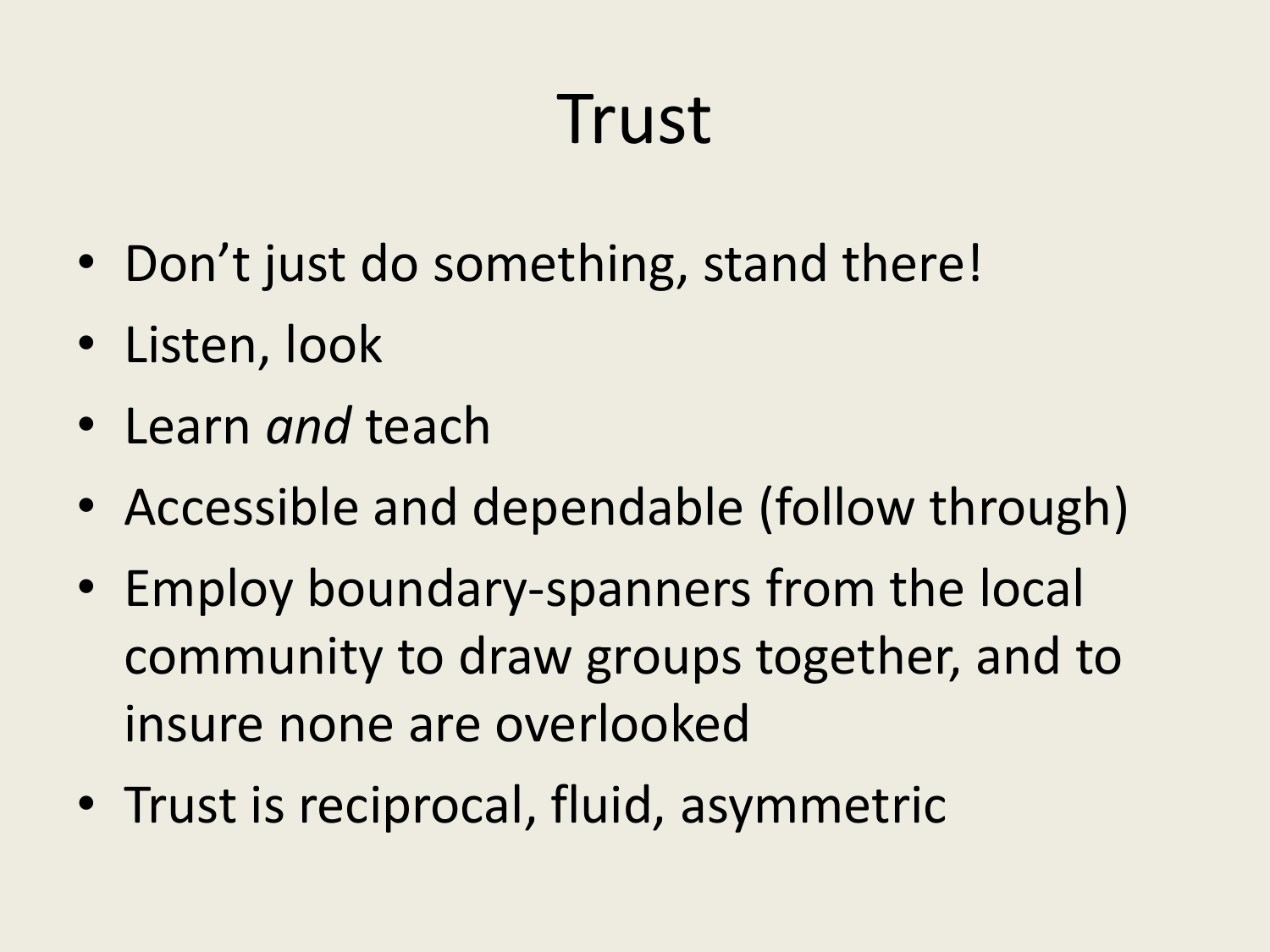# Trust

- Don't just do something, stand there!
- Listen, look
- Learn *and* teach
- Accessible and dependable (follow through)
- Employ boundary-spanners from the local community to draw groups together, and to insure none are overlooked
- Trust is reciprocal, fluid, asymmetric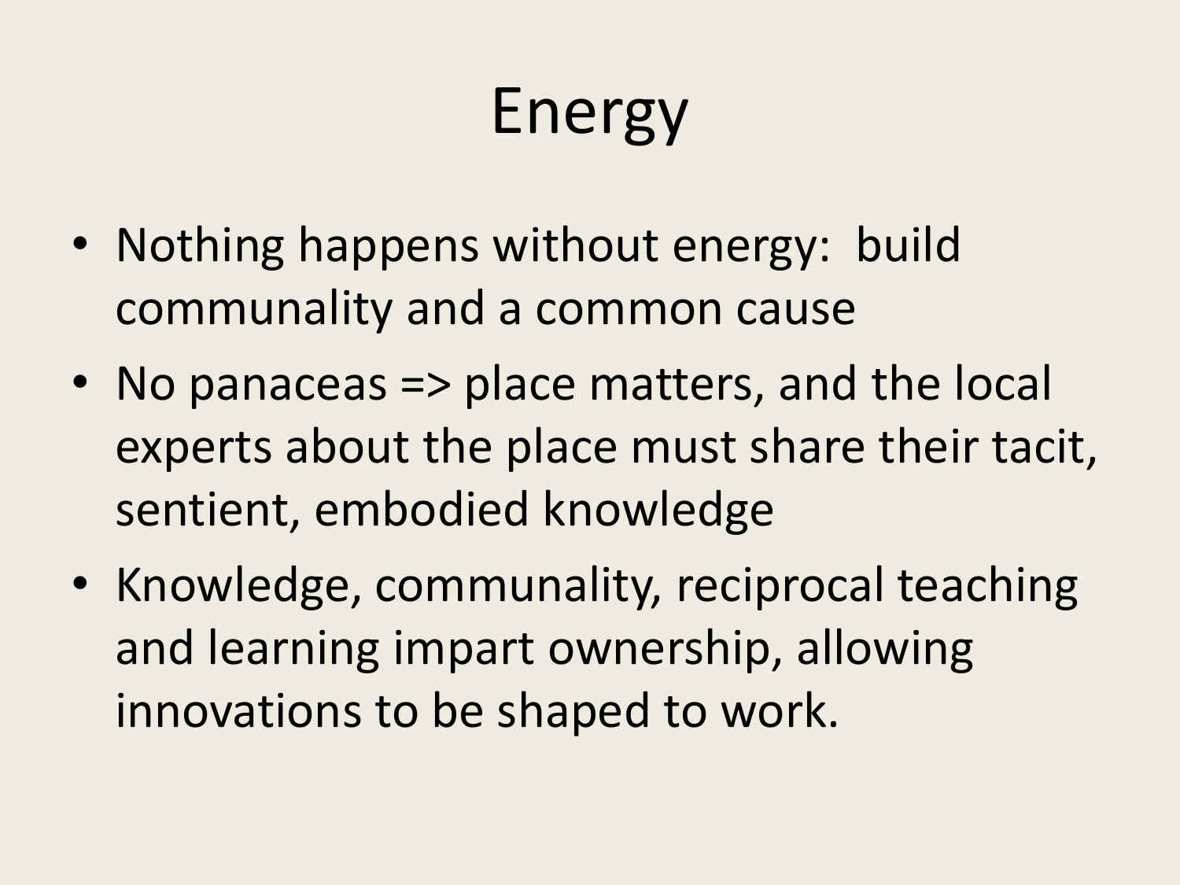# Energy

- Nothing happens without energy: build communality and a common cause
- No panaceas => place matters, and the local experts about the place must share their tacit, sentient, embodied knowledge
- Knowledge, communality, reciprocal teaching and learning impart ownership, allowing innovations to be shaped to work.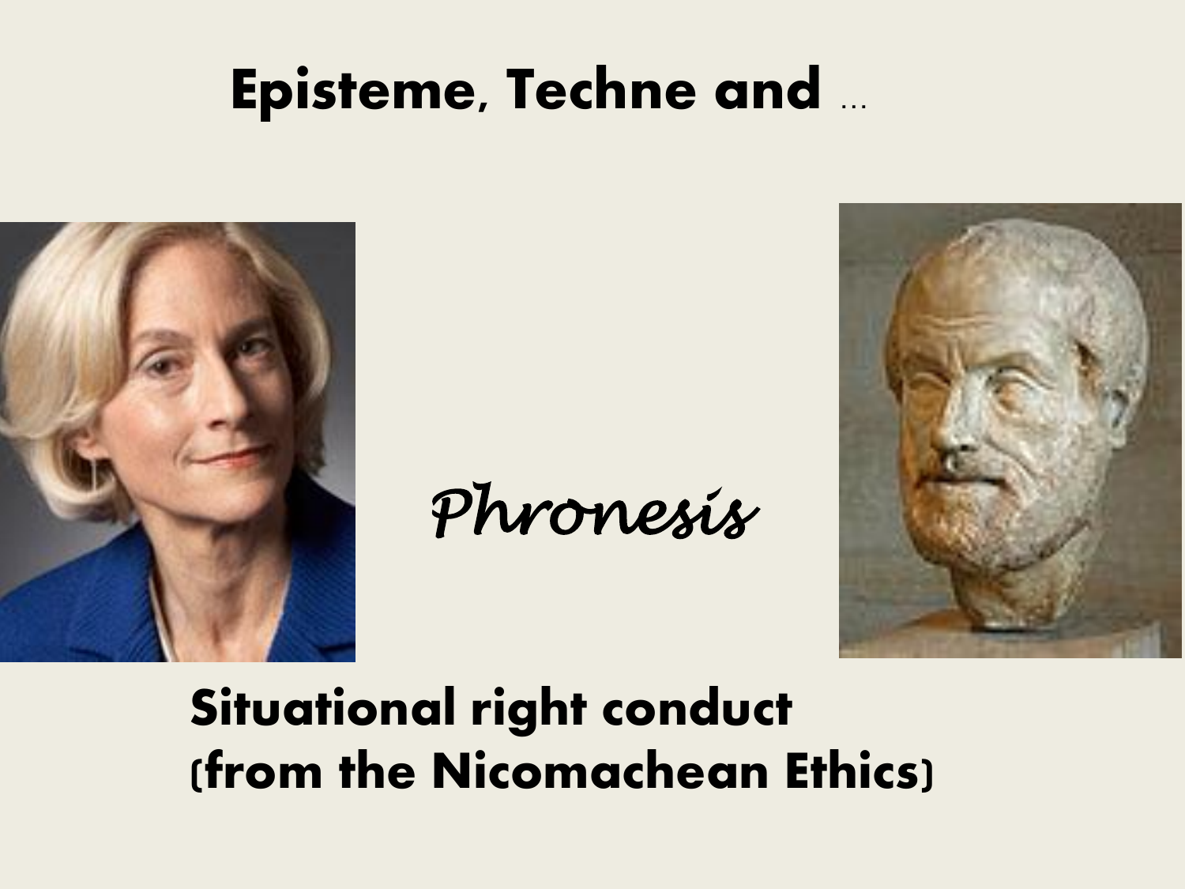# Episteme, Techne and …

*Phronesis*

**Situational right conduct (from the Nicomachean Ethics)**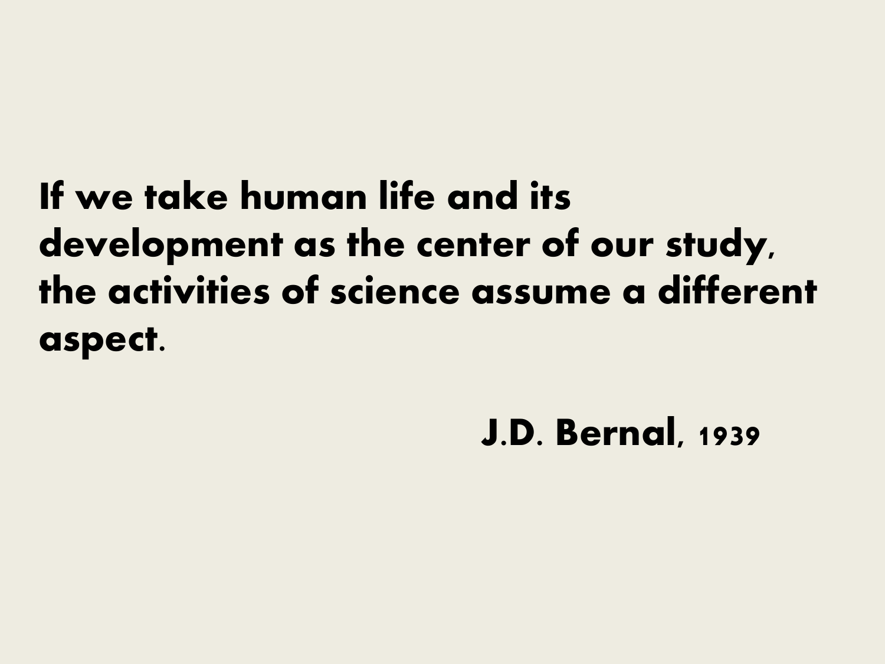**If we take human life and its development as the center of our study, the activities of science assume a different aspect.**

**J.D. Bernal**, 1939